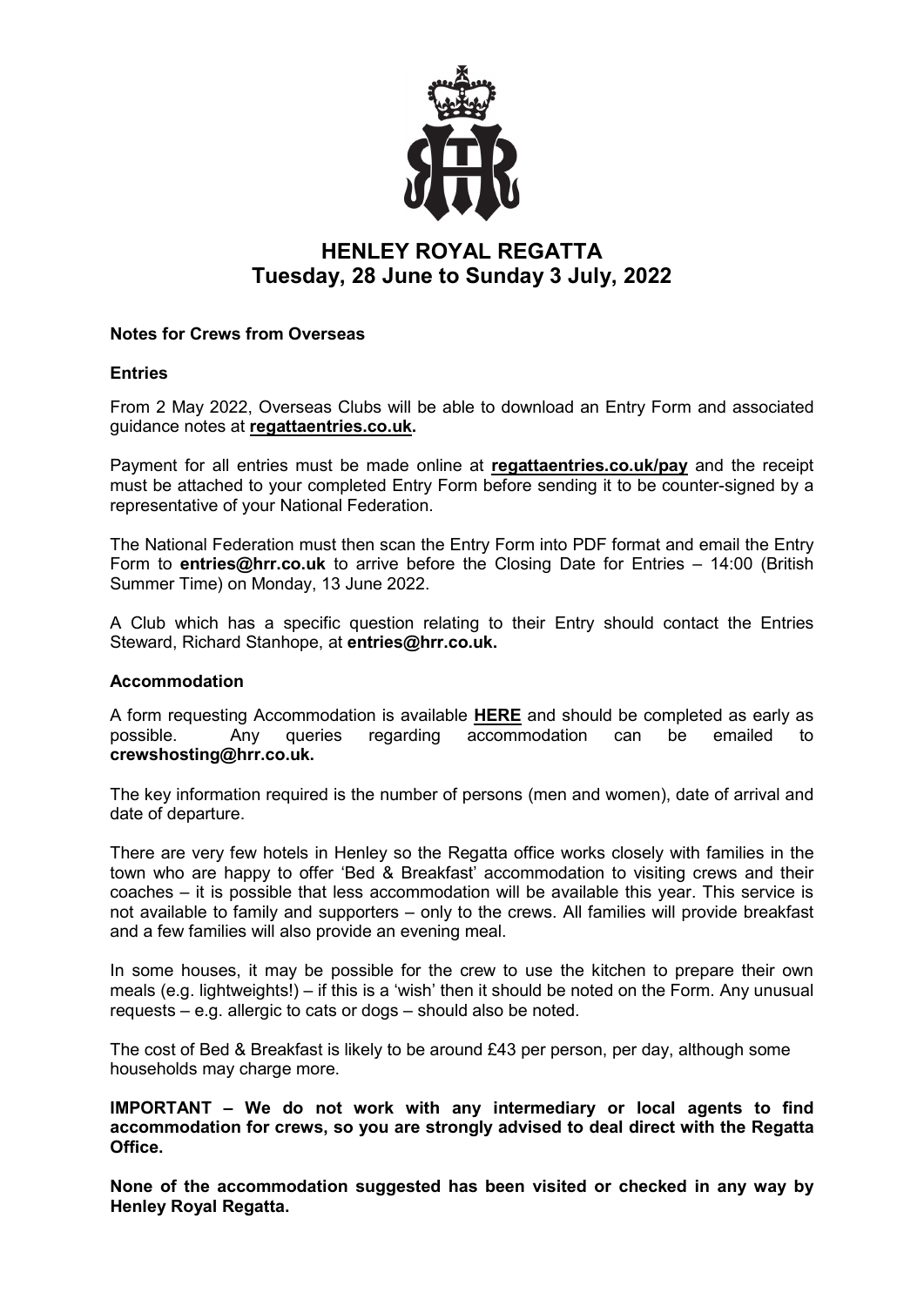# HENLEY ROYAL REGATTA
## Tuesday, 28 June to Sunday 3 July, 2022

**Notes for Crews from Overseas**

**Entries**

From 2 May 2022, Overseas Clubs will be able to download an Entry Form and associated guidance notes at **regattaentries.co.uk.**

Payment for all entries must be made online at **regattaentries.co.uk/pay** and the receipt must be attached to your completed Entry Form before sending it to be counter-signed by a representative of your National Federation.

The National Federation must then scan the Entry Form into PDF format and email the Entry Form to **entries@hrr.co.uk** to arrive before the Closing Date for Entries – 14:00 (British Summer Time) on Monday, 13 June 2022.

A Club which has a specific question relating to their Entry should contact the Entries Steward, Richard Stanhope, at **entries@hrr.co.uk.**

**Accommodation**

A form requesting Accommodation is available **HERE** and should be completed as early as possible. Any queries regarding accommodation can be emailed to **crewshosting@hrr.co.uk.**

The key information required is the number of persons (men and women), date of arrival and date of departure.

There are very few hotels in Henley so the Regatta office works closely with families in the town who are happy to offer 'Bed & Breakfast' accommodation to visiting crews and their coaches – it is possible that less accommodation will be available this year. This service is not available to family and supporters – only to the crews. All families will provide breakfast and a few families will also provide an evening meal.

In some houses, it may be possible for the crew to use the kitchen to prepare their own meals (e.g. lightweights!) – if this is a 'wish' then it should be noted on the Form. Any unusual requests – e.g. allergic to cats or dogs – should also be noted.

The cost of Bed & Breakfast is likely to be around £43 per person, per day, although some households may charge more.

**IMPORTANT – We do not work with any intermediary or local agents to find accommodation for crews, so you are strongly advised to deal direct with the Regatta Office.**

**None of the accommodation suggested has been visited or checked in any way by Henley Royal Regatta.**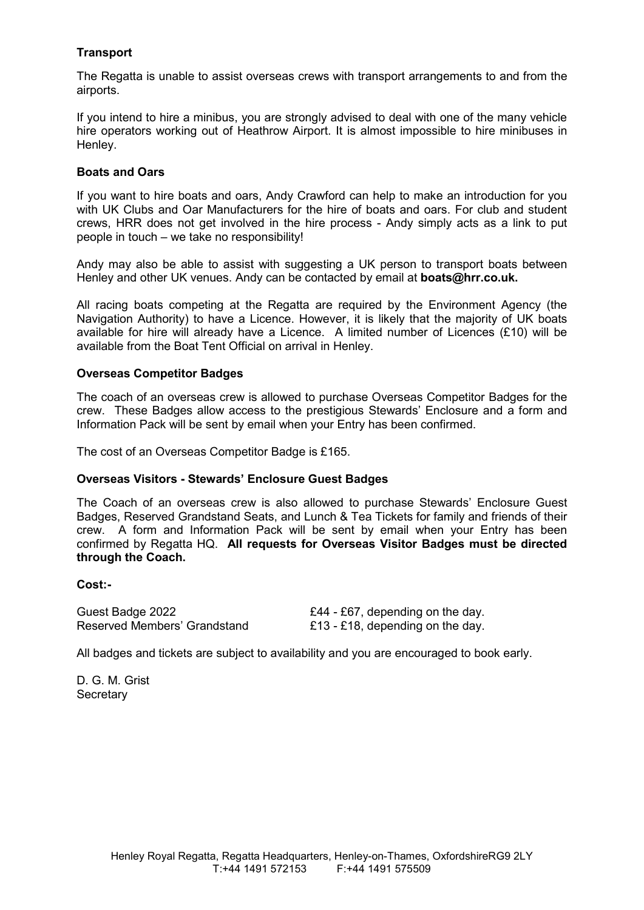**Transport**

The Regatta is unable to assist overseas crews with transport arrangements to and from the airports.

If you intend to hire a minibus, you are strongly advised to deal with one of the many vehicle hire operators working out of Heathrow Airport. It is almost impossible to hire minibuses in Henley.

**Boats and Oars**

If you want to hire boats and oars, Andy Crawford can help to make an introduction for you with UK Clubs and Oar Manufacturers for the hire of boats and oars. For club and student crews, HRR does not get involved in the hire process - Andy simply acts as a link to put people in touch – we take no responsibility!

Andy may also be able to assist with suggesting a UK person to transport boats between Henley and other UK venues. Andy can be contacted by email at **boats@hrr.co.uk.**

All racing boats competing at the Regatta are required by the Environment Agency (the Navigation Authority) to have a Licence. However, it is likely that the majority of UK boats available for hire will already have a Licence. A limited number of Licences (£10) will be available from the Boat Tent Official on arrival in Henley.

**Overseas Competitor Badges**

The coach of an overseas crew is allowed to purchase Overseas Competitor Badges for the crew. These Badges allow access to the prestigious Stewards' Enclosure and a form and Information Pack will be sent by email when your Entry has been confirmed.

The cost of an Overseas Competitor Badge is £165.

**Overseas Visitors - Stewards' Enclosure Guest Badges**

The Coach of an overseas crew is also allowed to purchase Stewards' Enclosure Guest Badges, Reserved Grandstand Seats, and Lunch & Tea Tickets for family and friends of their crew. A form and Information Pack will be sent by email when your Entry has been confirmed by Regatta HQ. **All requests for Overseas Visitor Badges must be directed through the Coach.**

**Cost:-**

| | |
|---|---|
| Guest Badge 2022 | £44 - £67, depending on the day. |
| Reserved Members' Grandstand | £13 - £18, depending on the day. |

All badges and tickets are subject to availability and you are encouraged to book early.

D. G. M. Grist
Secretary

Henley Royal Regatta, Regatta Headquarters, Henley-on-Thames, OxfordshireRG9 2LY
T:+44 1491 572153 F:+44 1491 575509